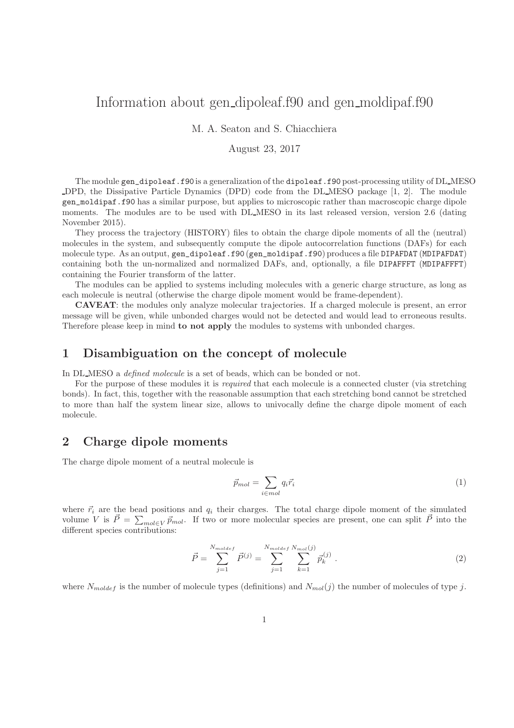# Information about gen_dipoleaf.f90 and gen_moldipaf.f90

M. A. Seaton and S. Chiacchiera

August 23, 2017

The module `gen_dipoleaf.f90` is a generalization of the `dipoleaf.f90` post-processing utility of DL_MESO_DPD, the Dissipative Particle Dynamics (DPD) code from the DL_MESO package [1, 2]. The module `gen_moldipaf.f90` has a similar purpose, but applies to microscopic rather than macroscopic charge dipole moments. The modules are to be used with DL_MESO in its last released version, version 2.6 (dating November 2015).

They process the trajectory (HISTORY) files to obtain the charge dipole moments of all the (neutral) molecules in the system, and subsequently compute the dipole autocorrelation functions (DAFs) for each molecule type. As an output, `gen_dipoleaf.f90` (`gen_moldipaf.f90`) produces a file `DIPAFDAT` (`MDIPAFDAT`) containing both the un-normalized and normalized DAFs, and, optionally, a file `DIPAFFFT` (`MDIPAFFFT`) containing the Fourier transform of the latter.

The modules can be applied to systems including molecules with a generic charge structure, as long as each molecule is neutral (otherwise the charge dipole moment would be frame-dependent).

**CAVEAT**: the modules only analyze molecular trajectories. If a charged molecule is present, an error message will be given, while unbonded charges would not be detected and would lead to erroneous results. Therefore please keep in mind **to not apply** the modules to systems with unbonded charges.

## 1 Disambiguation on the concept of molecule

In DL_MESO a *defined molecule* is a set of beads, which can be bonded or not.

For the purpose of these modules it is *required* that each molecule is a connected cluster (via stretching bonds). In fact, this, together with the reasonable assumption that each stretching bond cannot be stretched to more than half the system linear size, allows to univocally define the charge dipole moment of each molecule.

## 2 Charge dipole moments

The charge dipole moment of a neutral molecule is

$$\vec{p}_{mol} = \sum_{i \in mol} q_i \vec{r}_i \tag{1}$$

where $\vec{r}_i$ are the bead positions and $q_i$ their charges. The total charge dipole moment of the simulated volume $V$ is $\vec{P} = \sum_{mol \in V} \vec{p}_{mol}$. If two or more molecular species are present, one can split $\vec{P}$ into the different species contributions:

$$\vec{P} = \sum_{j=1}^{N_{moldef}} \vec{P}^{(j)} = \sum_{j=1}^{N_{moldef}} \sum_{k=1}^{N_{mol}(j)} \vec{p}_k^{(j)} \ . \tag{2}$$

where $N_{moldef}$ is the number of molecule types (definitions) and $N_{mol}(j)$ the number of molecules of type $j$.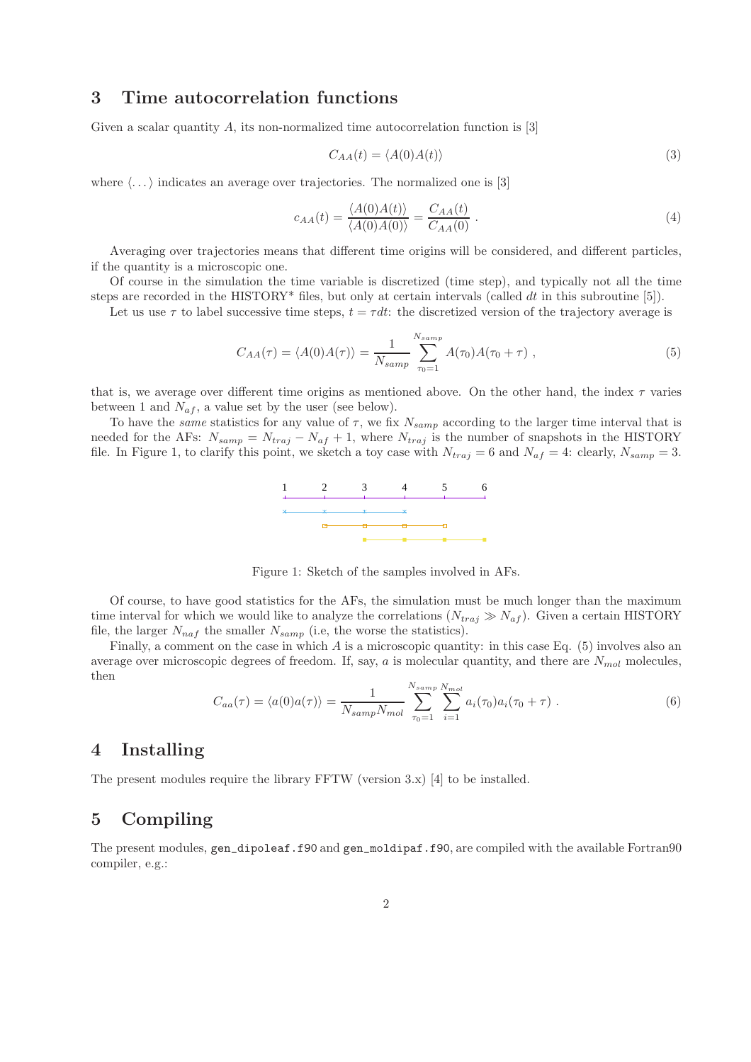## 3 Time autocorrelation functions

Given a scalar quantity $A$, its non-normalized time autocorrelation function is [3]

$$C_{AA}(t) = \langle A(0)A(t) \rangle \tag{3}$$

where $\langle \dots \rangle$ indicates an average over trajectories. The normalized one is [3]

$$c_{AA}(t) = \frac{\langle A(0)A(t) \rangle}{\langle A(0)A(0) \rangle} = \frac{C_{AA}(t)}{C_{AA}(0)} \ . \tag{4}$$

Averaging over trajectories means that different time origins will be considered, and different particles, if the quantity is a microscopic one.

Of course in the simulation the time variable is discretized (time step), and typically not all the time steps are recorded in the HISTORY* files, but only at certain intervals (called $dt$ in this subroutine [5]).

Let us use $\tau$ to label successive time steps, $t = \tau dt$: the discretized version of the trajectory average is

$$C_{AA}(\tau) = \langle A(0)A(\tau) \rangle = \frac{1}{N_{samp}} \sum_{\tau_0=1}^{N_{samp}} A(\tau_0)A(\tau_0 + \tau) \ , \tag{5}$$

that is, we average over different time origins as mentioned above. On the other hand, the index $\tau$ varies between 1 and $N_{af}$, a value set by the user (see below).

To have the *same* statistics for any value of $\tau$, we fix $N_{samp}$ according to the larger time interval that is needed for the AFs: $N_{samp} = N_{traj} - N_{af} + 1$, where $N_{traj}$ is the number of snapshots in the HISTORY file. In Figure 1, to clarify this point, we sketch a toy case with $N_{traj} = 6$ and $N_{af} = 4$: clearly, $N_{samp} = 3$.

Figure 1: Sketch of the samples involved in AFs.

Of course, to have good statistics for the AFs, the simulation must be much longer than the maximum time interval for which we would like to analyze the correlations ($N_{traj} \gg N_{af}$). Given a certain HISTORY file, the larger $N_{naf}$ the smaller $N_{samp}$ (i.e, the worse the statistics).

Finally, a comment on the case in which $A$ is a microscopic quantity: in this case Eq. (5) involves also an average over microscopic degrees of freedom. If, say, $a$ is molecular quantity, and there are $N_{mol}$ molecules, then

$$C_{aa}(\tau) = \langle a(0)a(\tau) \rangle = \frac{1}{N_{samp}N_{mol}} \sum_{\tau_0=1}^{N_{samp}} \sum_{i=1}^{N_{mol}} a_i(\tau_0)a_i(\tau_0 + \tau) \ . \tag{6}$$

## 4 Installing

The present modules require the library FFTW (version 3.x) [4] to be installed.

## 5 Compiling

The present modules, `gen_dipoleaf.f90` and `gen_moldipaf.f90`, are compiled with the available Fortran90 compiler, e.g.: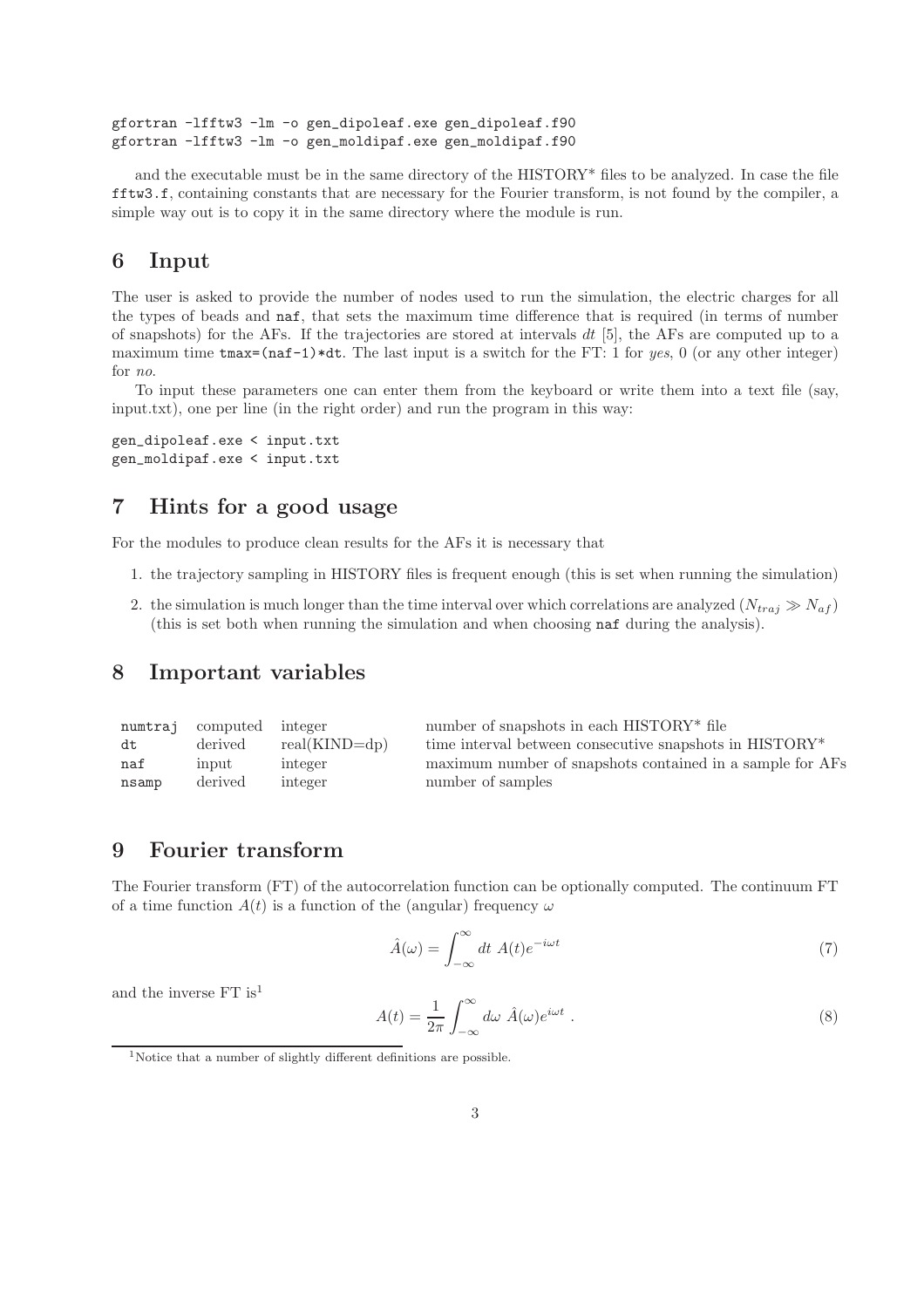```
gfortran -lfftw3 -lm -o gen_dipoleaf.exe gen_dipoleaf.f90
gfortran -lfftw3 -lm -o gen_moldipaf.exe gen_moldipaf.f90
```

and the executable must be in the same directory of the HISTORY* files to be analyzed. In case the file `fftw3.f`, containing constants that are necessary for the Fourier transform, is not found by the compiler, a simple way out is to copy it in the same directory where the module is run.

## 6 Input

The user is asked to provide the number of nodes used to run the simulation, the electric charges for all the types of beads and `naf`, that sets the maximum time difference that is required (in terms of number of snapshots) for the AFs. If the trajectories are stored at intervals $dt$ [5], the AFs are computed up to a maximum time `tmax=(naf-1)*dt`. The last input is a switch for the FT: 1 for *yes*, 0 (or any other integer) for *no*.

To input these parameters one can enter them from the keyboard or write them into a text file (say, input.txt), one per line (in the right order) and run the program in this way:

```
gen_dipoleaf.exe < input.txt
gen_moldipaf.exe < input.txt
```

## 7 Hints for a good usage

For the modules to produce clean results for the AFs it is necessary that

1. the trajectory sampling in HISTORY files is frequent enough (this is set when running the simulation)
2. the simulation is much longer than the time interval over which correlations are analyzed ($N_{traj} \gg N_{af}$) (this is set both when running the simulation and when choosing `naf` during the analysis).

## 8 Important variables

| | | | |
|---|---|---|---|
| `numtraj` | computed | integer | number of snapshots in each HISTORY* file |
| `dt` | derived | real(KIND=dp) | time interval between consecutive snapshots in HISTORY* |
| `naf` | input | integer | maximum number of snapshots contained in a sample for AFs |
| `nsamp` | derived | integer | number of samples |

## 9 Fourier transform

The Fourier transform (FT) of the autocorrelation function can be optionally computed. The continuum FT of a time function $A(t)$ is a function of the (angular) frequency $\omega$

$$\hat{A}(\omega) = \int_{-\infty}^{\infty} dt \; A(t) e^{-i\omega t} \tag{7}$$

and the inverse FT is[1]

$$A(t) = \frac{1}{2\pi} \int_{-\infty}^{\infty} d\omega \; \hat{A}(\omega) e^{i\omega t} \; . \tag{8}$$

[1] Notice that a number of slightly different definitions are possible.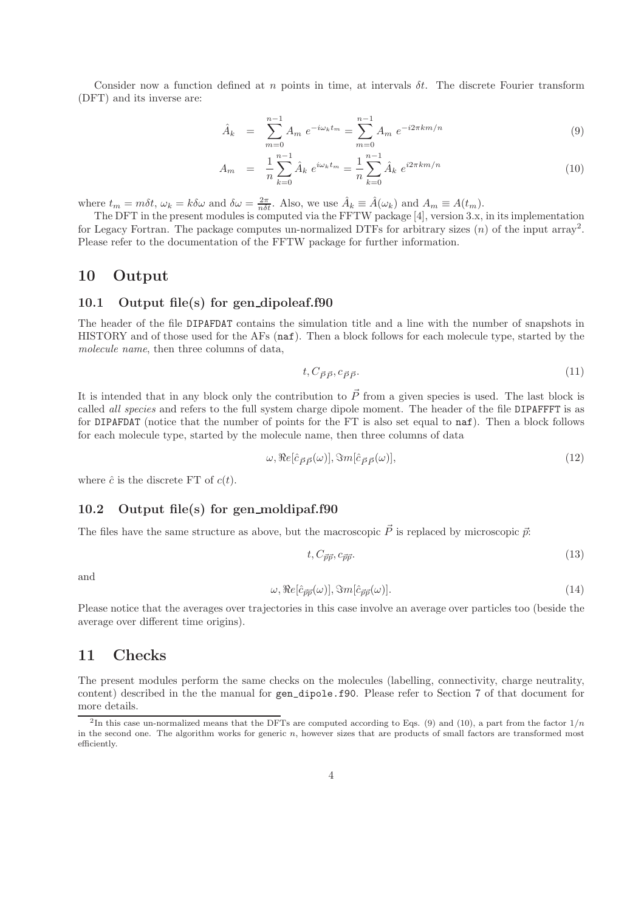Consider now a function defined at $n$ points in time, at intervals $\delta t$. The discrete Fourier transform (DFT) and its inverse are:

$$\hat{A}_k = \sum_{m=0}^{n-1} A_m \, e^{-i\omega_k t_m} = \sum_{m=0}^{n-1} A_m \, e^{-i2\pi km/n} \tag{9}$$

$$A_m = \frac{1}{n}\sum_{k=0}^{n-1} \hat{A}_k \, e^{i\omega_k t_m} = \frac{1}{n}\sum_{k=0}^{n-1} \hat{A}_k \, e^{i2\pi km/n} \tag{10}$$

where $t_m = m\delta t$, $\omega_k = k\delta\omega$ and $\delta\omega = \frac{2\pi}{n\delta t}$. Also, we use $\hat{A}_k \equiv \hat{A}(\omega_k)$ and $A_m \equiv A(t_m)$.

The DFT in the present modules is computed via the FFTW package [4], version 3.x, in its implementation for Legacy Fortran. The package computes un-normalized DTFs for arbitrary sizes ($n$) of the input array[2]. Please refer to the documentation of the FFTW package for further information.

# 10 Output

## 10.1 Output file(s) for gen_dipoleaf.f90

The header of the file `DIPAFDAT` contains the simulation title and a line with the number of snapshots in HISTORY and of those used for the AFs (`naf`). Then a block follows for each molecule type, started by the *molecule name*, then three columns of data,

$$t, C_{\vec{P}\vec{P}}, c_{\vec{P}\vec{P}}. \tag{11}$$

It is intended that in any block only the contribution to $\vec{P}$ from a given species is used. The last block is called *all species* and refers to the full system charge dipole moment. The header of the file `DIPAFFFT` is as for `DIPAFDAT` (notice that the number of points for the FT is also set equal to `naf`). Then a block follows for each molecule type, started by the molecule name, then three columns of data

$$\omega, \Re e[\hat{c}_{\vec{P}\vec{P}}(\omega)], \Im m[\hat{c}_{\vec{P}\vec{P}}(\omega)], \tag{12}$$

where $\hat{c}$ is the discrete FT of $c(t)$.

## 10.2 Output file(s) for gen_moldipaf.f90

The files have the same structure as above, but the macroscopic $\vec{P}$ is replaced by microscopic $\vec{p}$:

$$t, C_{\vec{p}\vec{p}}, c_{\vec{p}\vec{p}}. \tag{13}$$

and

$$\omega, \Re e[\hat{c}_{\vec{p}\vec{p}}(\omega)], \Im m[\hat{c}_{\vec{p}\vec{p}}(\omega)]. \tag{14}$$

Please notice that the averages over trajectories in this case involve an average over particles too (beside the average over different time origins).

# 11 Checks

The present modules perform the same checks on the molecules (labelling, connectivity, charge neutrality, content) described in the the manual for `gen_dipole.f90`. Please refer to Section 7 of that document for more details.

[2] In this case un-normalized means that the DFTs are computed according to Eqs. (9) and (10), a part from the factor $1/n$ in the second one. The algorithm works for generic $n$, however sizes that are products of small factors are transformed most efficiently.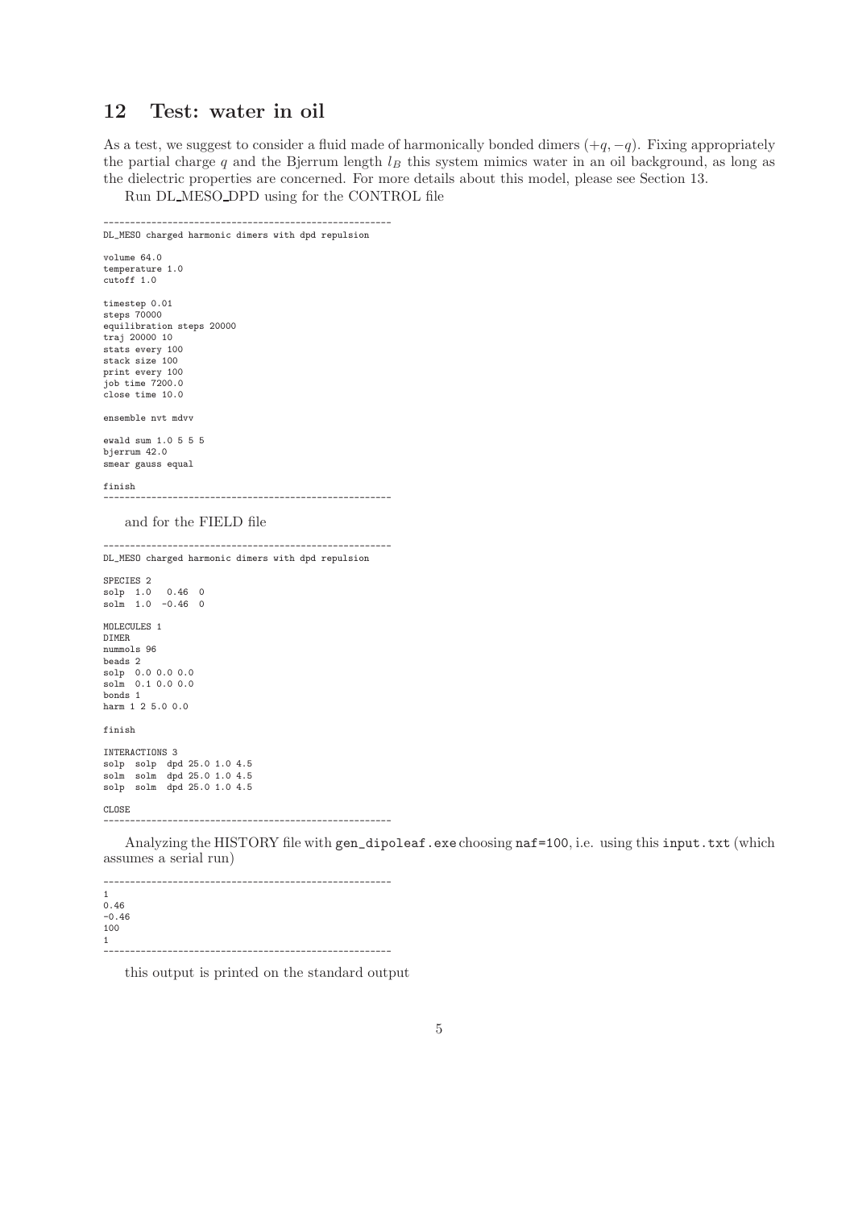## 12 Test: water in oil

As a test, we suggest to consider a fluid made of harmonically bonded dimers $(+q, -q)$. Fixing appropriately the partial charge $q$ and the Bjerrum length $l_B$ this system mimics water in an oil background, as long as the dielectric properties are concerned. For more details about this model, please see Section 13.

Run DL_MESO_DPD using for the CONTROL file

```
-----------------------------------------------------
DL_MESO charged harmonic dimers with dpd repulsion

volume 64.0
temperature 1.0
cutoff 1.0

timestep 0.01
steps 70000
equilibration steps 20000
traj 20000 10
stats every 100
stack size 100
print every 100
job time 7200.0
close time 10.0

ensemble nvt mdvv

ewald sum 1.0 5 5 5
bjerrum 42.0
smear gauss equal

finish
-----------------------------------------------------
```

and for the FIELD file

```
-----------------------------------------------------
DL_MESO charged harmonic dimers with dpd repulsion

SPECIES 2
solp  1.0   0.46  0
solm  1.0  -0.46  0

MOLECULES 1
DIMER
nummols 96
beads 2
solp  0.0 0.0 0.0
solm  0.1 0.0 0.0
bonds 1
harm 1 2 5.0 0.0

finish

INTERACTIONS 3
solp  solp  dpd 25.0 1.0 4.5
solm  solm  dpd 25.0 1.0 4.5
solp  solm  dpd 25.0 1.0 4.5

CLOSE
-----------------------------------------------------
```

Analyzing the HISTORY file with `gen_dipoleaf.exe` choosing `naf=100`, i.e. using this `input.txt` (which assumes a serial run)

```
-----------------------------------------------------
1
0.46
-0.46
100
1
-----------------------------------------------------
```

this output is printed on the standard output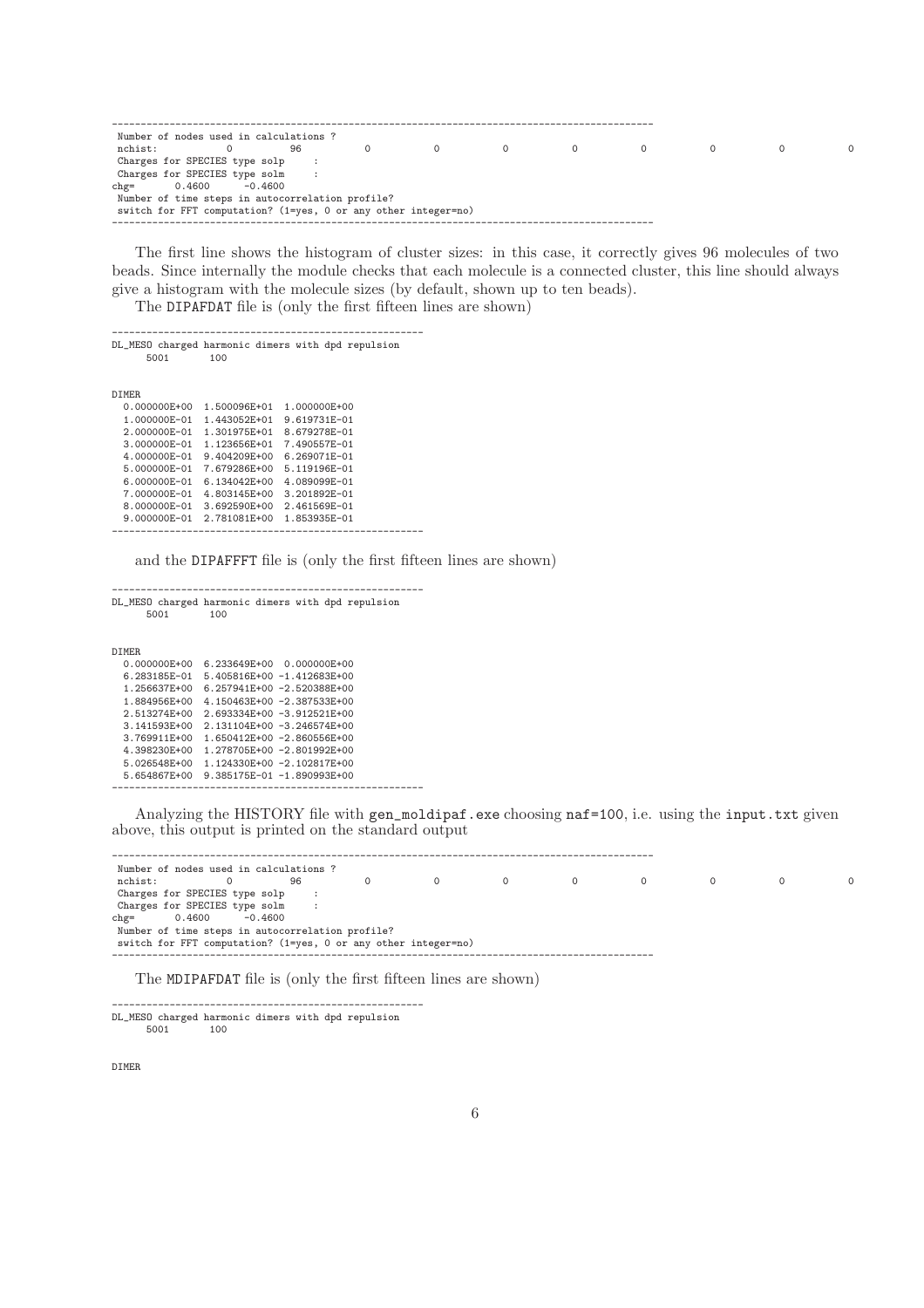```
--------------------------------------------------------------------------------------------
 Number of nodes used in calculations ?
 nchist:           0          96           0           0           0           0           0           0           0           0
 Charges for SPECIES type solp     :
 Charges for SPECIES type solm     :
chg=      0.4600     -0.4600
 Number of time steps in autocorrelation profile?
 switch for FFT computation? (1=yes, 0 or any other integer=no)
--------------------------------------------------------------------------------------------
```

The first line shows the histogram of cluster sizes: in this case, it correctly gives 96 molecules of two beads. Since internally the module checks that each molecule is a connected cluster, this line should always give a histogram with the molecule sizes (by default, shown up to ten beads).

The DIPAFDAT file is (only the first fifteen lines are shown)

```
-----------------------------------------------------
DL_MESO charged harmonic dimers with dpd repulsion
      5001       100


DIMER
  0.000000E+00  1.500096E+01  1.000000E+00
  1.000000E-01  1.443052E+01  9.619731E-01
  2.000000E-01  1.301975E+01  8.679278E-01
  3.000000E-01  1.123656E+01  7.490557E-01
  4.000000E-01  9.404209E+00  6.269071E-01
  5.000000E-01  7.679286E+00  5.119196E-01
  6.000000E-01  6.134042E+00  4.089099E-01
  7.000000E-01  4.803145E+00  3.201892E-01
  8.000000E-01  3.692590E+00  2.461569E-01
  9.000000E-01  2.781081E+00  1.853935E-01
-----------------------------------------------------
```

and the DIPAFFFT file is (only the first fifteen lines are shown)

```
-----------------------------------------------------
DL_MESO charged harmonic dimers with dpd repulsion
      5001       100


DIMER
  0.000000E+00  6.233649E+00  0.000000E+00
  6.283185E-01  5.405816E+00 -1.412683E+00
  1.256637E+00  6.257941E+00 -2.520388E+00
  1.884956E+00  4.150463E+00 -2.387533E+00
  2.513274E+00  2.693334E+00 -3.912521E+00
  3.141593E+00  2.131104E+00 -3.246574E+00
  3.769911E+00  1.650412E+00 -2.860556E+00
  4.398230E+00  1.278705E+00 -2.801992E+00
  5.026548E+00  1.124330E+00 -2.102817E+00
  5.654867E+00  9.385175E-01 -1.890993E+00
-----------------------------------------------------
```

Analyzing the HISTORY file with gen_moldipaf.exe choosing naf=100, i.e. using the input.txt given above, this output is printed on the standard output

```
--------------------------------------------------------------------------------------------
 Number of nodes used in calculations ?
 nchist:           0          96           0           0           0           0           0           0           0           0
 Charges for SPECIES type solp     :
 Charges for SPECIES type solm     :
chg=      0.4600     -0.4600
 Number of time steps in autocorrelation profile?
 switch for FFT computation? (1=yes, 0 or any other integer=no)
--------------------------------------------------------------------------------------------
```

The MDIPAFDAT file is (only the first fifteen lines are shown)

```
-----------------------------------------------------
DL_MESO charged harmonic dimers with dpd repulsion
      5001       100


DIMER
```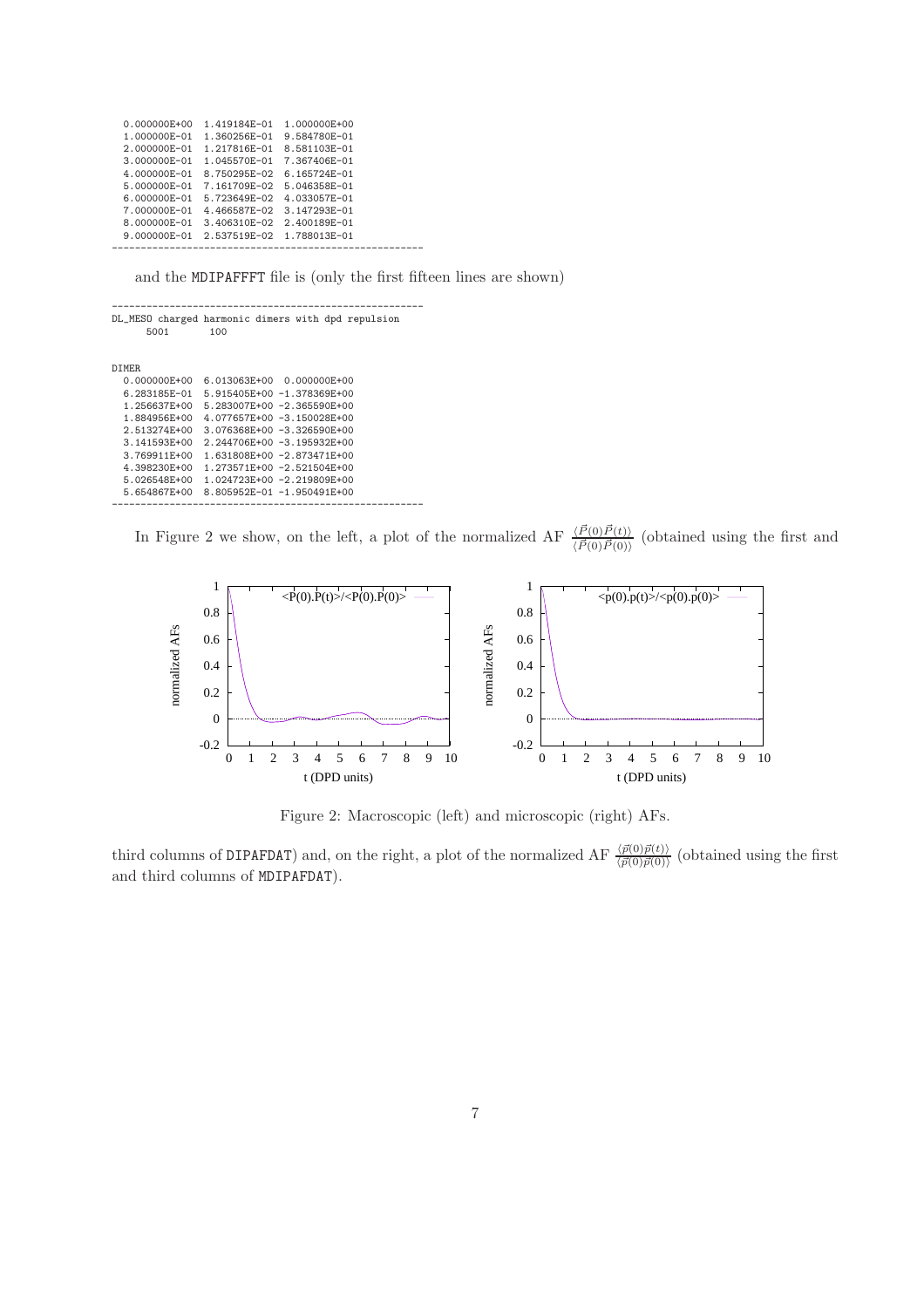```
  0.000000E+00  1.419184E-01  1.000000E+00
  1.000000E-01  1.360256E-01  9.584780E-01
  2.000000E-01  1.217816E-01  8.581103E-01
  3.000000E-01  1.045570E-01  7.367406E-01
  4.000000E-01  8.750295E-02  6.165724E-01
  5.000000E-01  7.161709E-02  5.046358E-01
  6.000000E-01  5.723649E-02  4.033057E-01
  7.000000E-01  4.466587E-02  3.147293E-01
  8.000000E-01  3.406310E-02  2.400189E-01
  9.000000E-01  2.537519E-02  1.788013E-01
------------------------------------------------------
```

and the MDIPAFFFT file is (only the first fifteen lines are shown)

```
------------------------------------------------------
DL_MESO charged harmonic dimers with dpd repulsion
      5001        100


DIMER
  0.000000E+00  6.013063E+00  0.000000E+00
  6.283185E-01  5.915405E+00 -1.378369E+00
  1.256637E+00  5.283007E+00 -2.365590E+00
  1.884956E+00  4.077657E+00 -3.150028E+00
  2.513274E+00  3.076368E+00 -3.326590E+00
  3.141593E+00  2.244706E+00 -3.195932E+00
  3.769911E+00  1.631808E+00 -2.873471E+00
  4.398230E+00  1.273571E+00 -2.521504E+00
  5.026548E+00  1.024723E+00 -2.219809E+00
  5.654867E+00  8.805952E-01 -1.950491E+00
------------------------------------------------------
```

In Figure 2 we show, on the left, a plot of the normalized AF $\frac{\langle \vec{P}(0)\vec{P}(t)\rangle}{\langle \vec{P}(0)\vec{P}(0)\rangle}$ (obtained using the first and third columns of DIPAFDAT) and, on the right, a plot of the normalized AF $\frac{\langle \vec{p}(0)\vec{p}(t)\rangle}{\langle \vec{p}(0)\vec{p}(0)\rangle}$ (obtained using the first and third columns of MDIPAFDAT).

Figure 2: Macroscopic (left) and microscopic (right) AFs.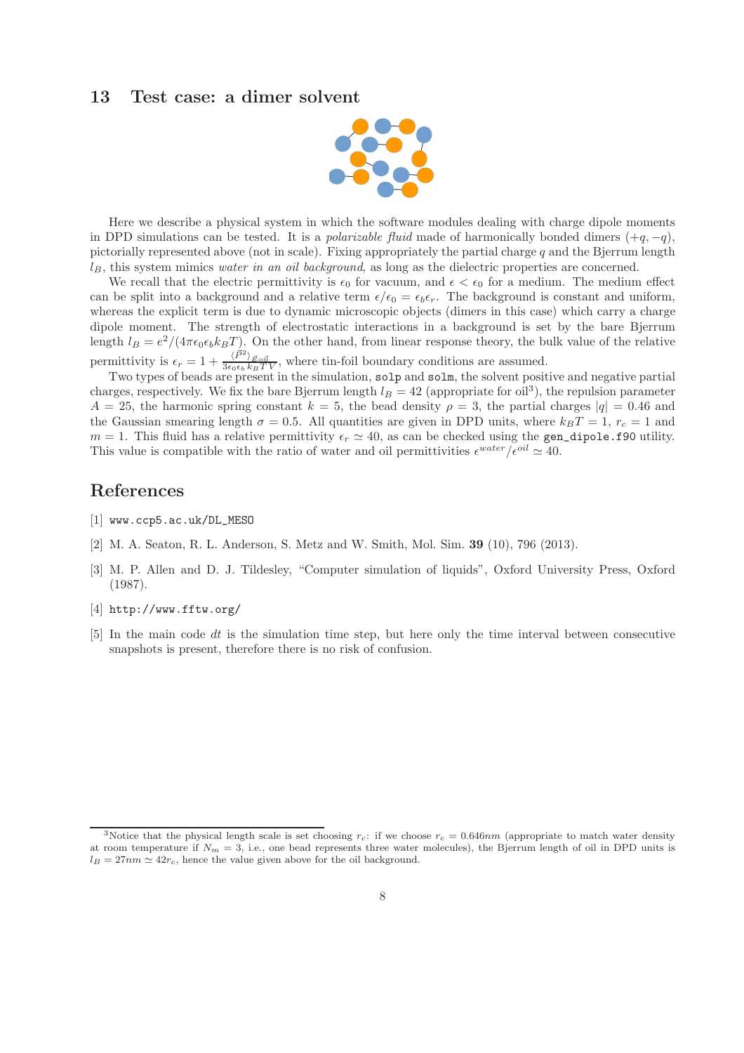## 13 Test case: a dimer solvent

Here we describe a physical system in which the software modules dealing with charge dipole moments in DPD simulations can be tested. It is a *polarizable fluid* made of harmonically bonded dimers $(+q, -q)$, pictorially represented above (not in scale). Fixing appropriately the partial charge $q$ and the Bjerrum length $l_B$, this system mimics *water in an oil background*, as long as the dielectric properties are concerned.

We recall that the electric permittivity is $\epsilon_0$ for vacuum, and $\epsilon < \epsilon_0$ for a medium. The medium effect can be split into a background and a relative term $\epsilon/\epsilon_0 = \epsilon_b \epsilon_r$. The background is constant and uniform, whereas the explicit term is due to dynamic microscopic objects (dimers in this case) which carry a charge dipole moment. The strength of electrostatic interactions in a background is set by the bare Bjerrum length $l_B = e^2/(4\pi\epsilon_0\epsilon_b k_B T)$. On the other hand, from linear response theory, the bulk value of the relative permittivity is $\epsilon_r = 1 + \frac{\langle \vec{P}^2 \rangle_{\vec{E}=\vec{0}}}{3\epsilon_0 \epsilon_b k_B T V}$, where tin-foil boundary conditions are assumed.

Two types of beads are present in the simulation, `solp` and `solm`, the solvent positive and negative partial charges, respectively. We fix the bare Bjerrum length $l_B = 42$ (appropriate for oil[3]), the repulsion parameter $A = 25$, the harmonic spring constant $k = 5$, the bead density $\rho = 3$, the partial charges $|q| = 0.46$ and the Gaussian smearing length $\sigma = 0.5$. All quantities are given in DPD units, where $k_B T = 1$, $r_c = 1$ and $m = 1$. This fluid has a relative permittivity $\epsilon_r \simeq 40$, as can be checked using the `gen_dipole.f90` utility. This value is compatible with the ratio of water and oil permittivities $\epsilon^{water}/\epsilon^{oil} \simeq 40$.

## References

[1] `www.ccp5.ac.uk/DL_MESO`

[2] M. A. Seaton, R. L. Anderson, S. Metz and W. Smith, Mol. Sim. **39** (10), 796 (2013).

[3] M. P. Allen and D. J. Tildesley, "Computer simulation of liquids", Oxford University Press, Oxford (1987).

[4] `http://www.fftw.org/`

[5] In the main code *dt* is the simulation time step, but here only the time interval between consecutive snapshots is present, therefore there is no risk of confusion.

---

[3]Notice that the physical length scale is set choosing $r_c$: if we choose $r_c = 0.646nm$ (appropriate to match water density at room temperature if $N_m = 3$, i.e., one bead represents three water molecules), the Bjerrum length of oil in DPD units is $l_B = 27nm \simeq 42r_c$, hence the value given above for the oil background.